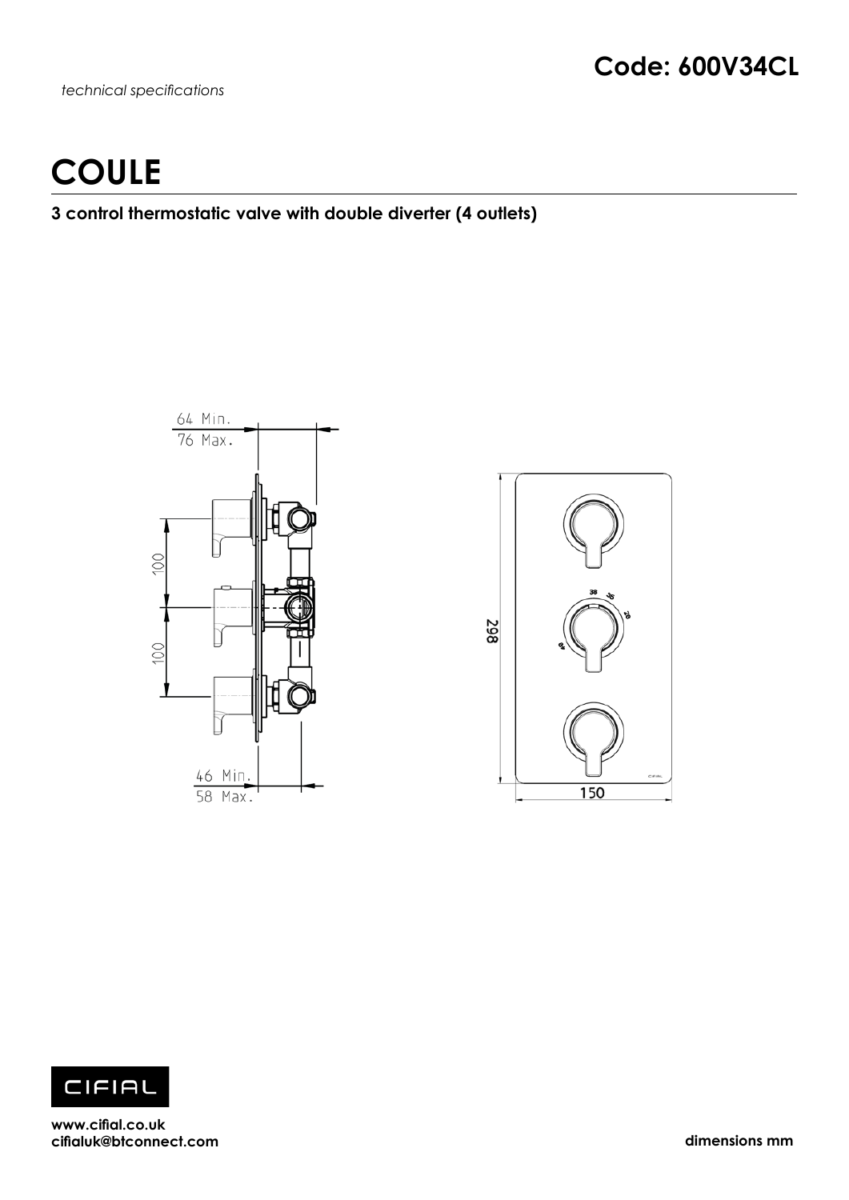*technical specifications*

**Code: 600V34CL**

# COULE

**3 control thermostatic valve with double diverter (4 outlets)**

64 Min.
76 Max.

100

100

46 Min.
58 Max.

298

150

www.cifial.co.uk
cifialuk@btconnect.com

**dimensions mm**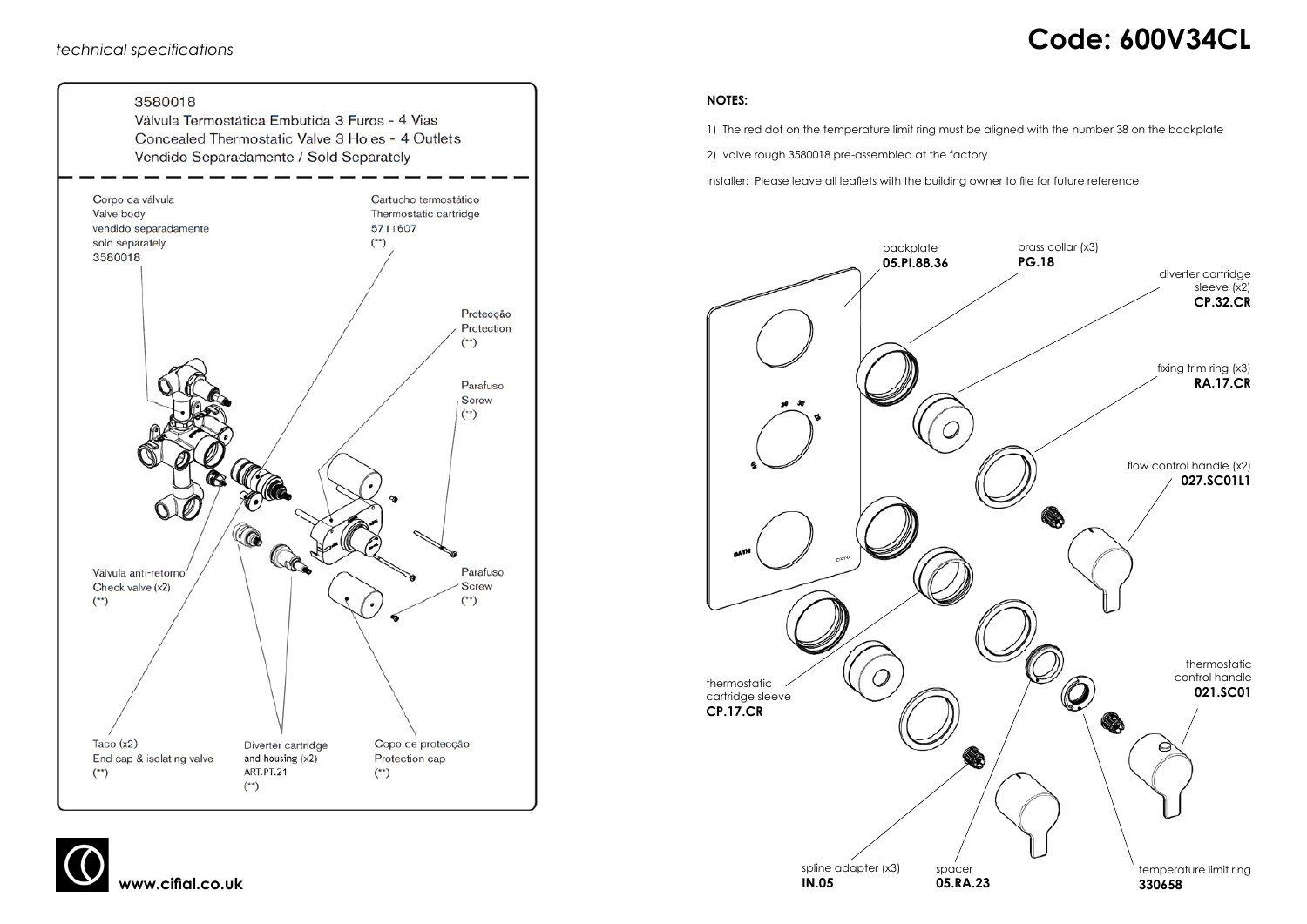*technical specifications*

# Code: 600V34CL

3580018
Válvula Termostática Embutida 3 Furos - 4 Vias
Concealed Thermostatic Valve 3 Holes - 4 Outlets
Vendido Separadamente / Sold Separately

- Corpo da válvula / Valve body / vendido separadamente / sold separately / 3580018
- Cartucho termostático / Thermostatic cartridge / 5711607 / (**)
- Protecção / Protection / (**)
- Parafuso / Screw / (**)
- Válvula anti-retorno / Check valve (x2) / (**)
- Parafuso / Screw / (**)
- Taco (x2) / End cap & isolating valve / (**)
- Diverter cartridge and housing (x2) / ART.PT.21 / (**)
- Copo de protecção / Protection cap / (**)

**NOTES:**

1) The red dot on the temperature limit ring must be aligned with the number 38 on the backplate

2) valve rough 3580018 pre-assembled at the factory

Installer: Please leave all leaflets with the building owner to file for future reference

- backplate **05.PI.88.36**
- brass collar (x3) **PG.18**
- diverter cartridge sleeve (x2) **CP.32.CR**
- fixing trim ring (x3) **RA.17.CR**
- flow control handle (x2) **027.SC01L1**
- thermostatic control handle **021.SC01**
- thermostatic cartridge sleeve **CP.17.CR**
- spline adapter (x3) **IN.05**
- spacer **05.RA.23**
- temperature limit ring **330658**

www.cifial.co.uk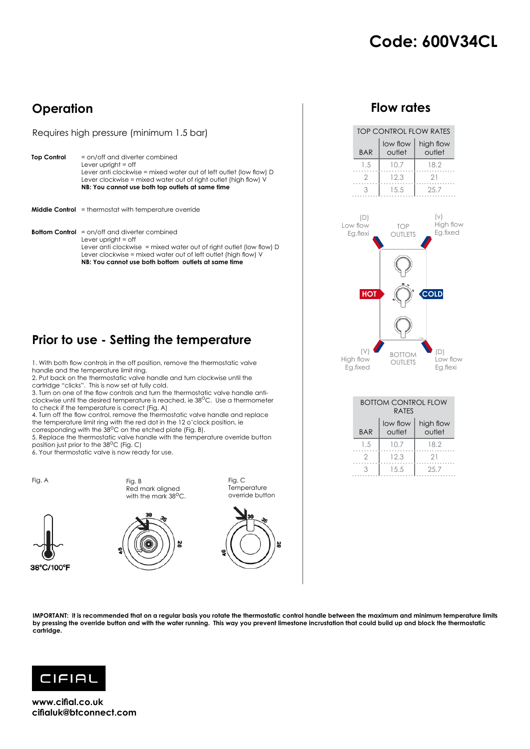# Code: 600V34CL

## Operation

Requires high pressure (minimum 1.5 bar)

**Top Control** = on/off and diverter combined
Lever upright = off
Lever anti clockwise = mixed water out of left outlet (low flow) D
Lever clockwise = mixed water out of right outlet (high flow) V
**NB: You cannot use both top outlets at same time**

**Middle Control** = thermostat with temperature override

**Bottom Control** = on/off and diverter combined
Lever upright = off
Lever anti clockwise = mixed water out of right outlet (low flow) D
Lever clockwise = mixed water out of left outlet (high flow) V
**NB: You cannot use both bottom outlets at same time**

## Prior to use - Setting the temperature

1. With both flow controls in the off position, remove the thermostatic valve handle and the temperature limit ring.
2. Put back on the thermostatic valve handle and turn clockwise until the cartridge "clicks". This is now set at fully cold.
3. Turn on one of the flow controls and turn the thermostatic valve handle anti-clockwise until the desired temperature is reached, ie 38°C. Use a thermometer to check if the temperature is correct (Fig. A)
4. Turn off the flow control, remove the thermostatic valve handle and replace the temperature limit ring with the red dot in the 12 o'clock position, ie corresponding with the 38°C on the etched plate (Fig. B).
5. Replace the thermostatic valve handle with the temperature override button position just prior to the 38°C (Fig. C)
6. Your thermostatic valve is now ready for use.

Fig. A

38°C/100°F

Fig. B
Red mark aligned with the mark 38°C.

38 35 28 49

Fig. C
Temperature override button

38 35 28 49

## Flow rates

| TOP CONTROL FLOW RATES | | |
|---|---|---|
| BAR | low flow outlet | high flow outlet |
| 1.5 | 10.7 | 18.2 |
| 2 | 12.3 | 21 |
| 3 | 15.5 | 25.7 |

(D) Low flow Eg.flexi

TOP OUTLETS

(V) High flow Eg.fixed

HOT

COLD

(V) High flow Eg.fixed

BOTTOM OUTLETS

(D) Low flow Eg.flexi

| BOTTOM CONTROL FLOW RATES | | |
|---|---|---|
| BAR | low flow outlet | high flow outlet |
| 1.5 | 10.7 | 18.2 |
| 2 | 12.3 | 21 |
| 3 | 15.5 | 25.7 |

**IMPORTANT: it is recommended that on a regular basis you rotate the thermostatic control handle between the maximum and minimum temperature limits by pressing the override button and with the water running. This way you prevent limestone incrustation that could build up and block the thermostatic cartridge.**

CIFIAL

**www.cifial.co.uk**
**cifialuk@btconnect.com**